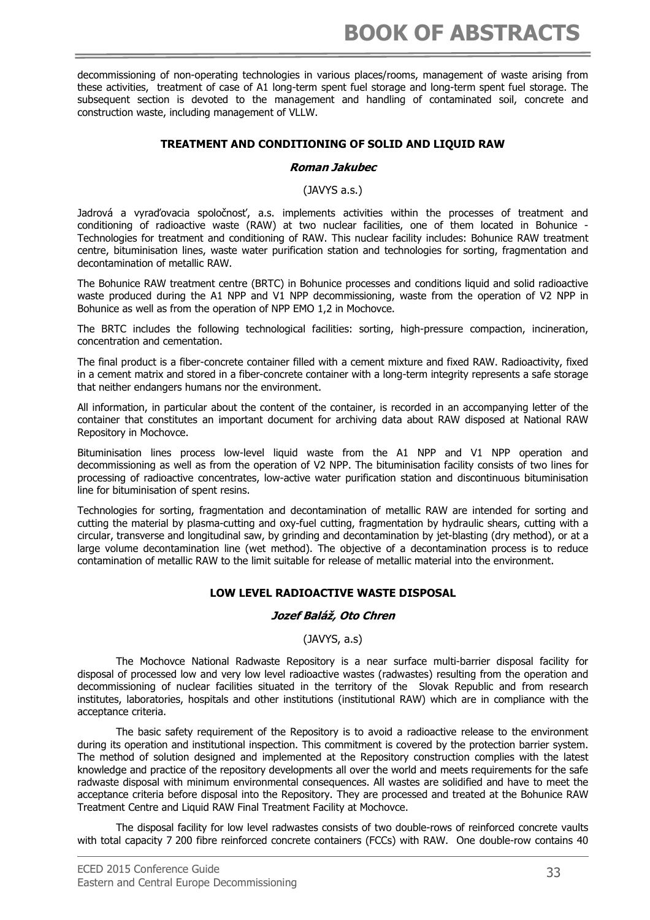decommissioning of non-operating technologies in various places/rooms, management of waste arising from these activities, treatment of case of A1 long-term spent fuel storage and long-term spent fuel storage. The subsequent section is devoted to the management and handling of contaminated soil, concrete and construction waste, including management of VLLW.

## TREATMENT AND CONDITIONING OF SOLID AND LIQUID RAW

***Roman Jakubec***

(JAVYS a.s.)

Jadrová a vyraďovacia spoločnosť, a.s. implements activities within the processes of treatment and conditioning of radioactive waste (RAW) at two nuclear facilities, one of them located in Bohunice - Technologies for treatment and conditioning of RAW. This nuclear facility includes: Bohunice RAW treatment centre, bituminisation lines, waste water purification station and technologies for sorting, fragmentation and decontamination of metallic RAW.

The Bohunice RAW treatment centre (BRTC) in Bohunice processes and conditions liquid and solid radioactive waste produced during the A1 NPP and V1 NPP decommissioning, waste from the operation of V2 NPP in Bohunice as well as from the operation of NPP EMO 1,2 in Mochovce.

The BRTC includes the following technological facilities: sorting, high-pressure compaction, incineration, concentration and cementation.

The final product is a fiber-concrete container filled with a cement mixture and fixed RAW. Radioactivity, fixed in a cement matrix and stored in a fiber-concrete container with a long-term integrity represents a safe storage that neither endangers humans nor the environment.

All information, in particular about the content of the container, is recorded in an accompanying letter of the container that constitutes an important document for archiving data about RAW disposed at National RAW Repository in Mochovce.

Bituminisation lines process low-level liquid waste from the A1 NPP and V1 NPP operation and decommissioning as well as from the operation of V2 NPP. The bituminisation facility consists of two lines for processing of radioactive concentrates, low-active water purification station and discontinuous bituminisation line for bituminisation of spent resins.

Technologies for sorting, fragmentation and decontamination of metallic RAW are intended for sorting and cutting the material by plasma-cutting and oxy-fuel cutting, fragmentation by hydraulic shears, cutting with a circular, transverse and longitudinal saw, by grinding and decontamination by jet-blasting (dry method), or at a large volume decontamination line (wet method). The objective of a decontamination process is to reduce contamination of metallic RAW to the limit suitable for release of metallic material into the environment.

## LOW LEVEL RADIOACTIVE WASTE DISPOSAL

***Jozef Baláž, Oto Chren***

(JAVYS, a.s)

The Mochovce National Radwaste Repository is a near surface multi-barrier disposal facility for disposal of processed low and very low level radioactive wastes (radwastes) resulting from the operation and decommissioning of nuclear facilities situated in the territory of the Slovak Republic and from research institutes, laboratories, hospitals and other institutions (institutional RAW) which are in compliance with the acceptance criteria.

The basic safety requirement of the Repository is to avoid a radioactive release to the environment during its operation and institutional inspection. This commitment is covered by the protection barrier system. The method of solution designed and implemented at the Repository construction complies with the latest knowledge and practice of the repository developments all over the world and meets requirements for the safe radwaste disposal with minimum environmental consequences. All wastes are solidified and have to meet the acceptance criteria before disposal into the Repository. They are processed and treated at the Bohunice RAW Treatment Centre and Liquid RAW Final Treatment Facility at Mochovce.

The disposal facility for low level radwastes consists of two double-rows of reinforced concrete vaults with total capacity 7 200 fibre reinforced concrete containers (FCCs) with RAW. One double-row contains 40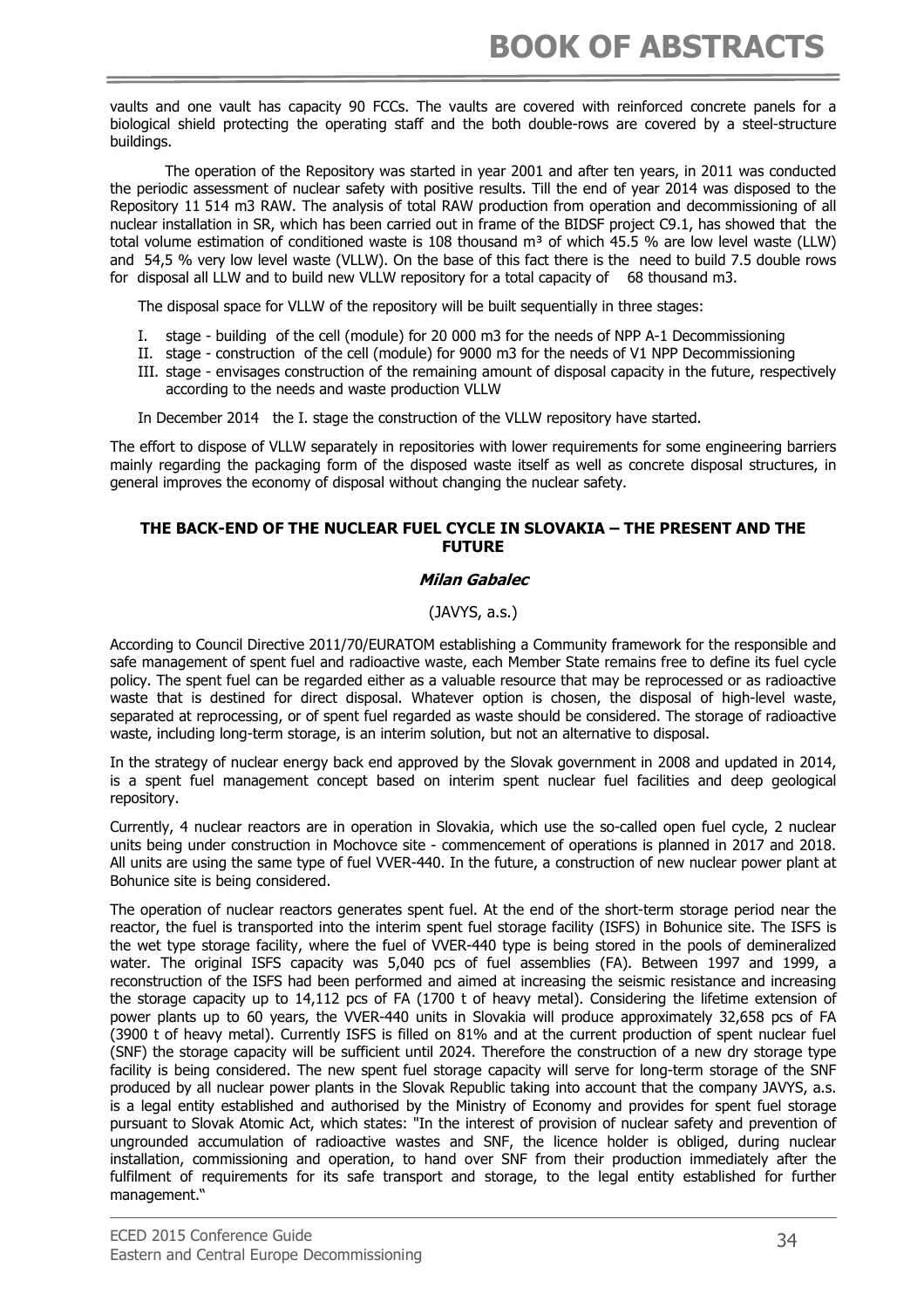vaults and one vault has capacity 90 FCCs. The vaults are covered with reinforced concrete panels for a biological shield protecting the operating staff and the both double-rows are covered by a steel-structure buildings.

The operation of the Repository was started in year 2001 and after ten years, in 2011 was conducted the periodic assessment of nuclear safety with positive results. Till the end of year 2014 was disposed to the Repository 11 514 m3 RAW. The analysis of total RAW production from operation and decommissioning of all nuclear installation in SR, which has been carried out in frame of the BIDSF project C9.1, has showed that the total volume estimation of conditioned waste is 108 thousand m³ of which 45.5 % are low level waste (LLW) and 54,5 % very low level waste (VLLW). On the base of this fact there is the need to build 7.5 double rows for disposal all LLW and to build new VLLW repository for a total capacity of 68 thousand m3.

The disposal space for VLLW of the repository will be built sequentially in three stages:

I. stage - building of the cell (module) for 20 000 m3 for the needs of NPP A-1 Decommissioning
II. stage - construction of the cell (module) for 9000 m3 for the needs of V1 NPP Decommissioning
III. stage - envisages construction of the remaining amount of disposal capacity in the future, respectively according to the needs and waste production VLLW

In December 2014 the I. stage the construction of the VLLW repository have started.

The effort to dispose of VLLW separately in repositories with lower requirements for some engineering barriers mainly regarding the packaging form of the disposed waste itself as well as concrete disposal structures, in general improves the economy of disposal without changing the nuclear safety.

## THE BACK-END OF THE NUCLEAR FUEL CYCLE IN SLOVAKIA – THE PRESENT AND THE FUTURE

***Milan Gabalec***

(JAVYS, a.s.)

According to Council Directive 2011/70/EURATOM establishing a Community framework for the responsible and safe management of spent fuel and radioactive waste, each Member State remains free to define its fuel cycle policy. The spent fuel can be regarded either as a valuable resource that may be reprocessed or as radioactive waste that is destined for direct disposal. Whatever option is chosen, the disposal of high-level waste, separated at reprocessing, or of spent fuel regarded as waste should be considered. The storage of radioactive waste, including long-term storage, is an interim solution, but not an alternative to disposal.

In the strategy of nuclear energy back end approved by the Slovak government in 2008 and updated in 2014, is a spent fuel management concept based on interim spent nuclear fuel facilities and deep geological repository.

Currently, 4 nuclear reactors are in operation in Slovakia, which use the so-called open fuel cycle, 2 nuclear units being under construction in Mochovce site - commencement of operations is planned in 2017 and 2018. All units are using the same type of fuel VVER-440. In the future, a construction of new nuclear power plant at Bohunice site is being considered.

The operation of nuclear reactors generates spent fuel. At the end of the short-term storage period near the reactor, the fuel is transported into the interim spent fuel storage facility (ISFS) in Bohunice site. The ISFS is the wet type storage facility, where the fuel of VVER-440 type is being stored in the pools of demineralized water. The original ISFS capacity was 5,040 pcs of fuel assemblies (FA). Between 1997 and 1999, a reconstruction of the ISFS had been performed and aimed at increasing the seismic resistance and increasing the storage capacity up to 14,112 pcs of FA (1700 t of heavy metal). Considering the lifetime extension of power plants up to 60 years, the VVER-440 units in Slovakia will produce approximately 32,658 pcs of FA (3900 t of heavy metal). Currently ISFS is filled on 81% and at the current production of spent nuclear fuel (SNF) the storage capacity will be sufficient until 2024. Therefore the construction of a new dry storage type facility is being considered. The new spent fuel storage capacity will serve for long-term storage of the SNF produced by all nuclear power plants in the Slovak Republic taking into account that the company JAVYS, a.s. is a legal entity established and authorised by the Ministry of Economy and provides for spent fuel storage pursuant to Slovak Atomic Act, which states: "In the interest of provision of nuclear safety and prevention of ungrounded accumulation of radioactive wastes and SNF, the licence holder is obliged, during nuclear installation, commissioning and operation, to hand over SNF from their production immediately after the fulfilment of requirements for its safe transport and storage, to the legal entity established for further management."